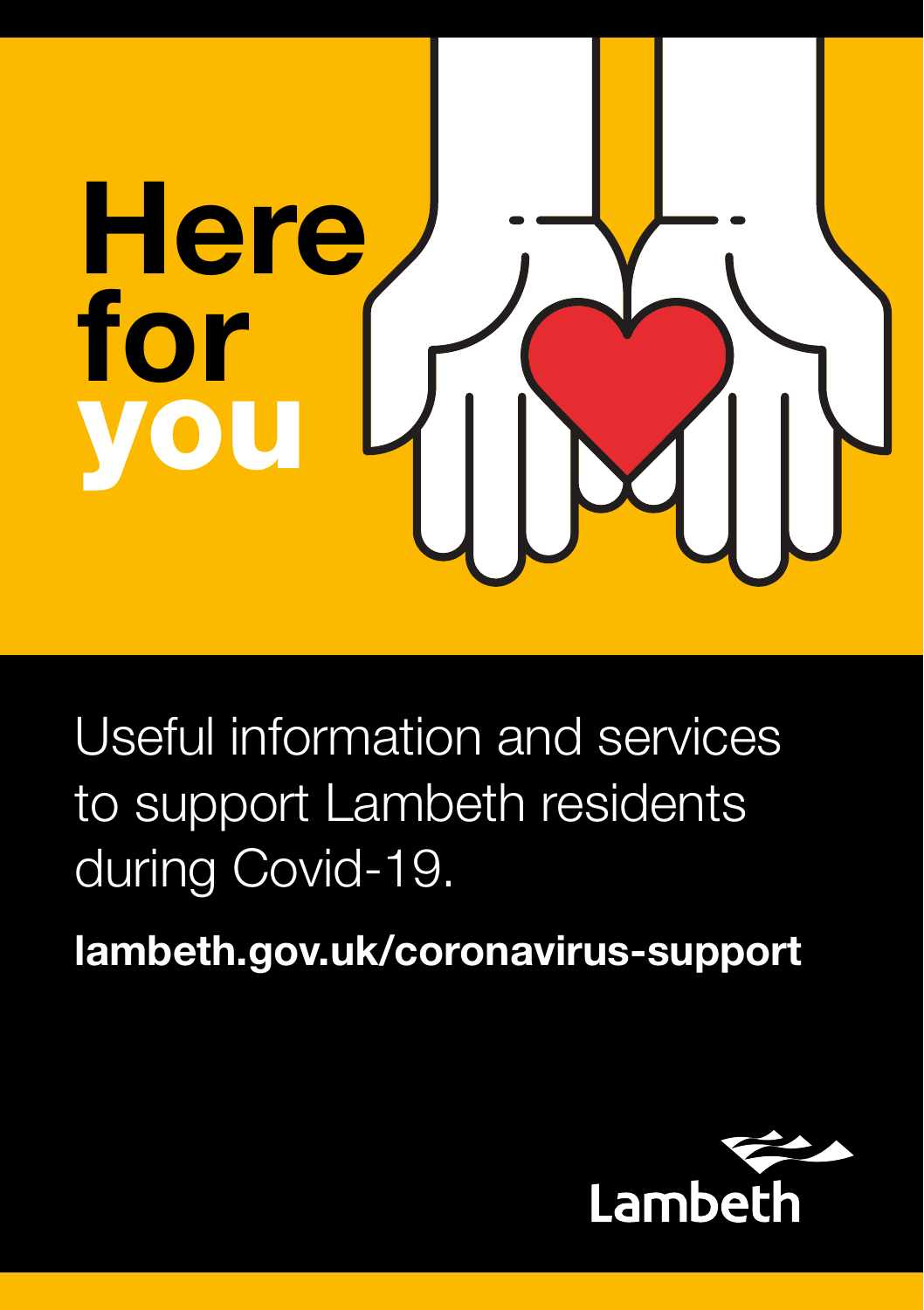# Here for you

Useful information and services to support Lambeth residents during Covid-19.

**lambeth.gov.uk/coronavirus-support**

Lambeth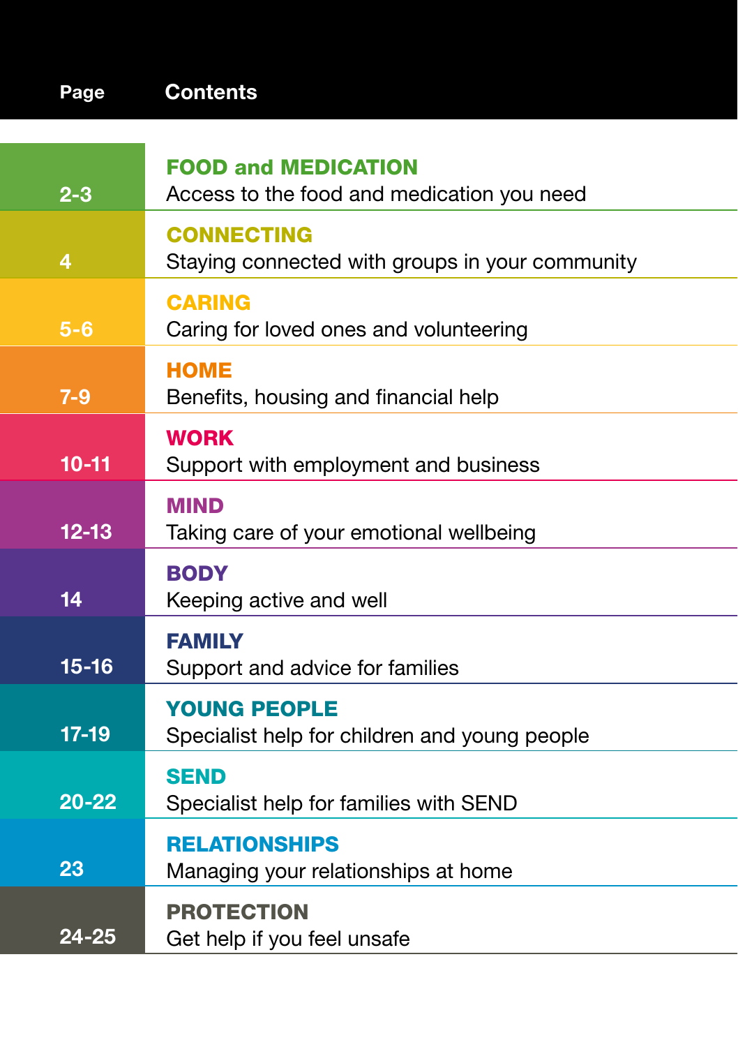| Page | Contents |
| --- | --- |
| 2-3 | **FOOD and MEDICATION**<br>Access to the food and medication you need |
| 4 | **CONNECTING**<br>Staying connected with groups in your community |
| 5-6 | **CARING**<br>Caring for loved ones and volunteering |
| 7-9 | **HOME**<br>Benefits, housing and financial help |
| 10-11 | **WORK**<br>Support with employment and business |
| 12-13 | **MIND**<br>Taking care of your emotional wellbeing |
| 14 | **BODY**<br>Keeping active and well |
| 15-16 | **FAMILY**<br>Support and advice for families |
| 17-19 | **YOUNG PEOPLE**<br>Specialist help for children and young people |
| 20-22 | **SEND**<br>Specialist help for families with SEND |
| 23 | **RELATIONSHIPS**<br>Managing your relationships at home |
| 24-25 | **PROTECTION**<br>Get help if you feel unsafe |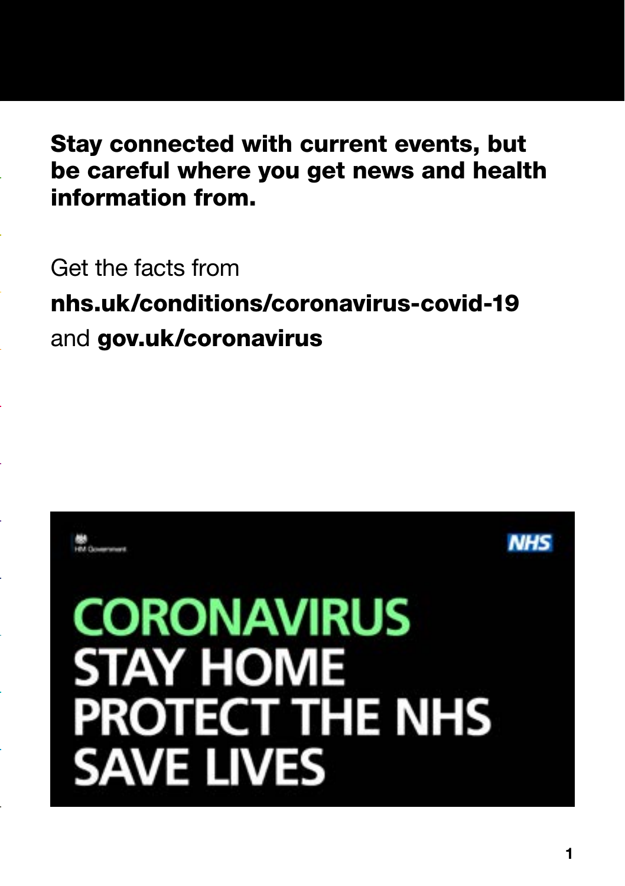**Stay connected with current events, but be careful where you get news and health information from.**

Get the facts from

**nhs.uk/conditions/coronavirus-covid-19**

and **gov.uk/coronavirus**

HM Government

NHS

CORONAVIRUS
STAY HOME
PROTECT THE NHS
SAVE LIVES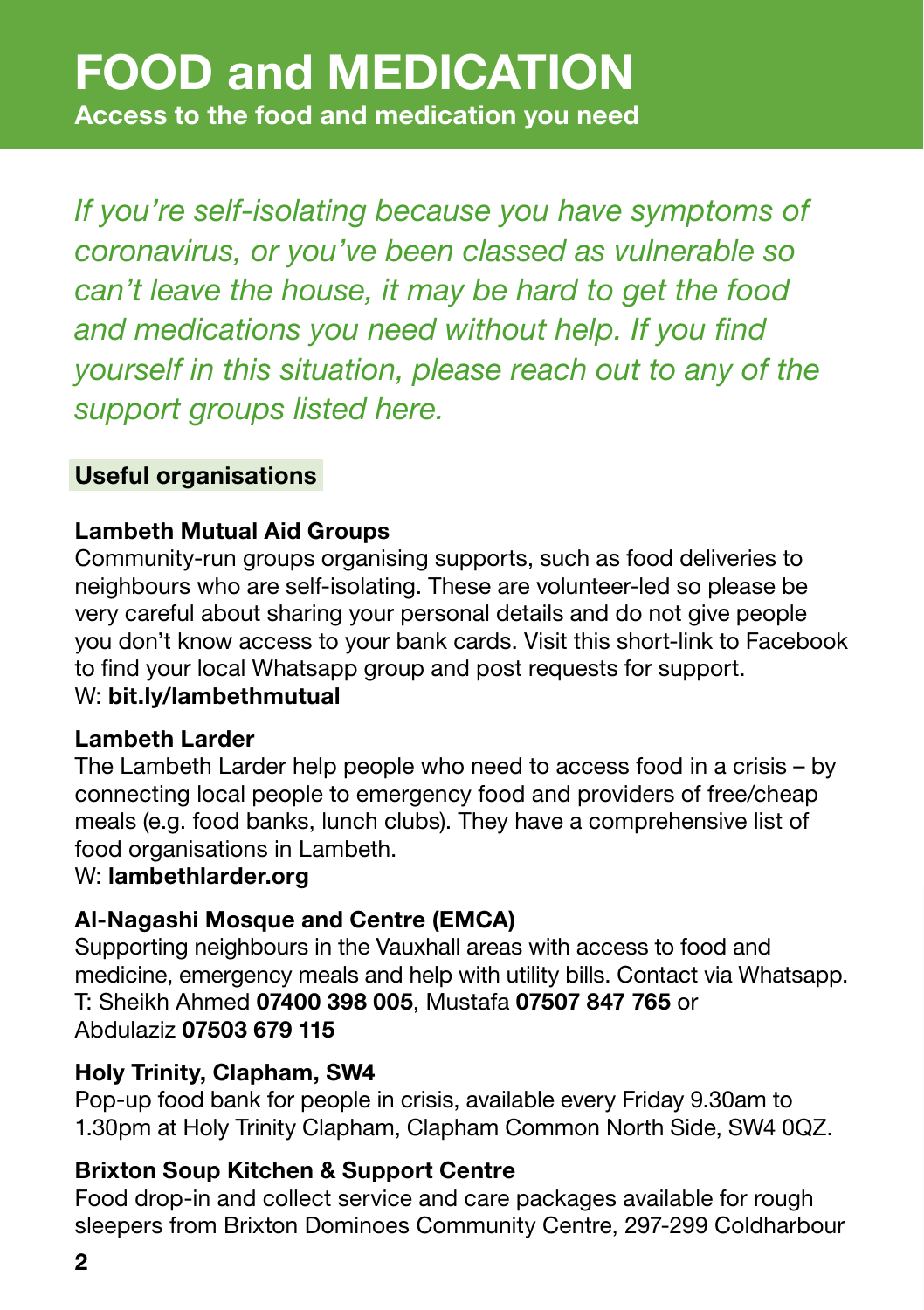# FOOD and MEDICATION

**Access to the food and medication you need**

*If you're self-isolating because you have symptoms of coronavirus, or you've been classed as vulnerable so can't leave the house, it may be hard to get the food and medications you need without help. If you find yourself in this situation, please reach out to any of the support groups listed here.*

## Useful organisations

**Lambeth Mutual Aid Groups**
Community-run groups organising supports, such as food deliveries to neighbours who are self-isolating. These are volunteer-led so please be very careful about sharing your personal details and do not give people you don't know access to your bank cards. Visit this short-link to Facebook to find your local Whatsapp group and post requests for support.
W: **bit.ly/lambethmutual**

**Lambeth Larder**
The Lambeth Larder help people who need to access food in a crisis – by connecting local people to emergency food and providers of free/cheap meals (e.g. food banks, lunch clubs). They have a comprehensive list of food organisations in Lambeth.
W: **lambethlarder.org**

**Al-Nagashi Mosque and Centre (EMCA)**
Supporting neighbours in the Vauxhall areas with access to food and medicine, emergency meals and help with utility bills. Contact via Whatsapp.
T: Sheikh Ahmed **07400 398 005**, Mustafa **07507 847 765** or Abdulaziz **07503 679 115**

**Holy Trinity, Clapham, SW4**
Pop-up food bank for people in crisis, available every Friday 9.30am to 1.30pm at Holy Trinity Clapham, Clapham Common North Side, SW4 0QZ.

**Brixton Soup Kitchen & Support Centre**
Food drop-in and collect service and care packages available for rough sleepers from Brixton Dominoes Community Centre, 297-299 Coldharbour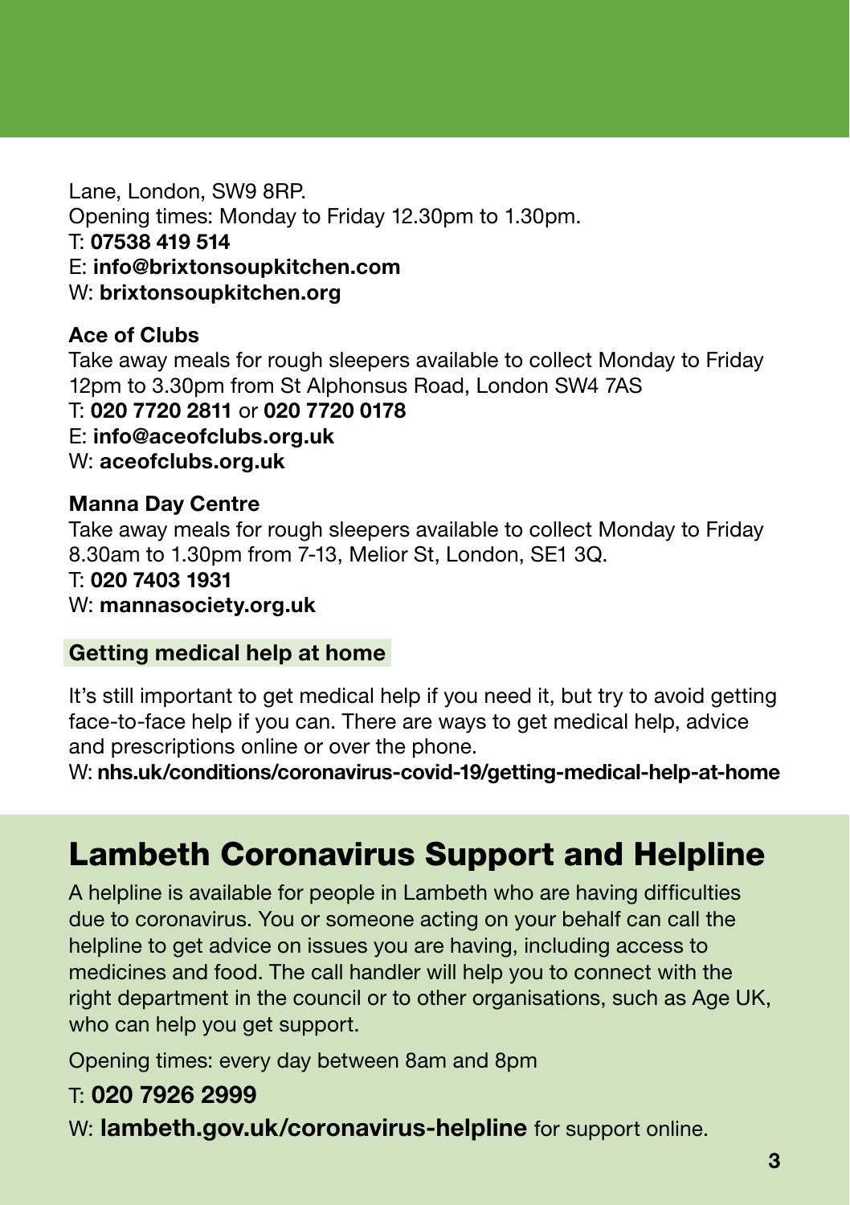Lane, London, SW9 8RP.
Opening times: Monday to Friday 12.30pm to 1.30pm.
T: **07538 419 514**
E: **info@brixtonsoupkitchen.com**
W: **brixtonsoupkitchen.org**

**Ace of Clubs**
Take away meals for rough sleepers available to collect Monday to Friday 12pm to 3.30pm from St Alphonsus Road, London SW4 7AS
T: **020 7720 2811** or **020 7720 0178**
E: **info@aceofclubs.org.uk**
W: **aceofclubs.org.uk**

**Manna Day Centre**
Take away meals for rough sleepers available to collect Monday to Friday 8.30am to 1.30pm from 7-13, Melior St, London, SE1 3Q.
T: **020 7403 1931**
W: **mannasociety.org.uk**

### Getting medical help at home

It's still important to get medical help if you need it, but try to avoid getting face-to-face help if you can. There are ways to get medical help, advice and prescriptions online or over the phone.
W: **nhs.uk/conditions/coronavirus-covid-19/getting-medical-help-at-home**

## Lambeth Coronavirus Support and Helpline

A helpline is available for people in Lambeth who are having difficulties due to coronavirus. You or someone acting on your behalf can call the helpline to get advice on issues you are having, including access to medicines and food. The call handler will help you to connect with the right department in the council or to other organisations, such as Age UK, who can help you get support.

Opening times: every day between 8am and 8pm

T: **020 7926 2999**

W: **lambeth.gov.uk/coronavirus-helpline** for support online.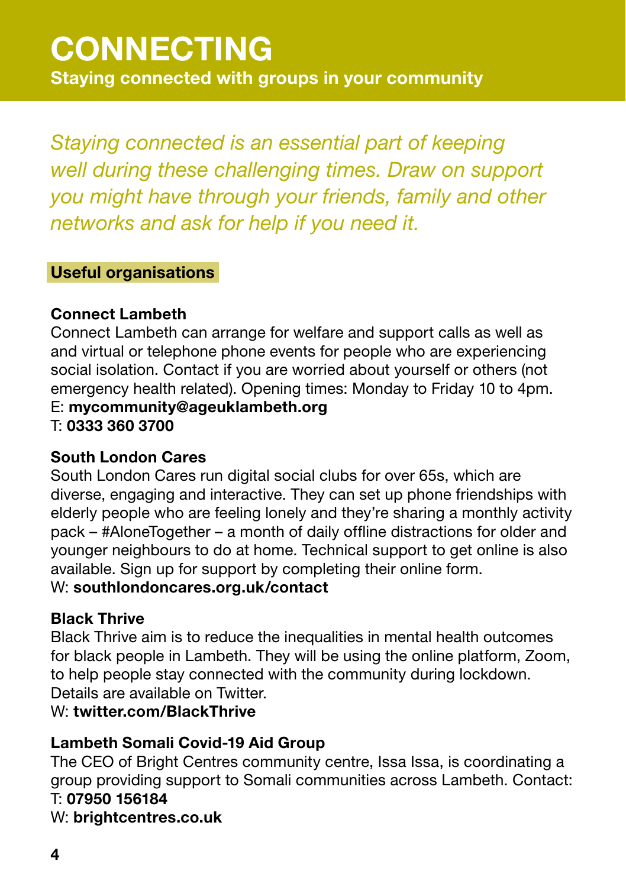# CONNECTING

**Staying connected with groups in your community**

*Staying connected is an essential part of keeping well during these challenging times. Draw on support you might have through your friends, family and other networks and ask for help if you need it.*

## Useful organisations

### Connect Lambeth

Connect Lambeth can arrange for welfare and support calls as well as and virtual or telephone phone events for people who are experiencing social isolation. Contact if you are worried about yourself or others (not emergency health related). Opening times: Monday to Friday 10 to 4pm.
E: **mycommunity@ageuklambeth.org**
T: **0333 360 3700**

### South London Cares

South London Cares run digital social clubs for over 65s, which are diverse, engaging and interactive. They can set up phone friendships with elderly people who are feeling lonely and they're sharing a monthly activity pack – #AloneTogether – a month of daily offline distractions for older and younger neighbours to do at home. Technical support to get online is also available. Sign up for support by completing their online form.
W: **southlondoncares.org.uk/contact**

### Black Thrive

Black Thrive aim is to reduce the inequalities in mental health outcomes for black people in Lambeth. They will be using the online platform, Zoom, to help people stay connected with the community during lockdown. Details are available on Twitter.
W: **twitter.com/BlackThrive**

### Lambeth Somali Covid-19 Aid Group

The CEO of Bright Centres community centre, Issa Issa, is coordinating a group providing support to Somali communities across Lambeth. Contact:
T: **07950 156184**
W: **brightcentres.co.uk**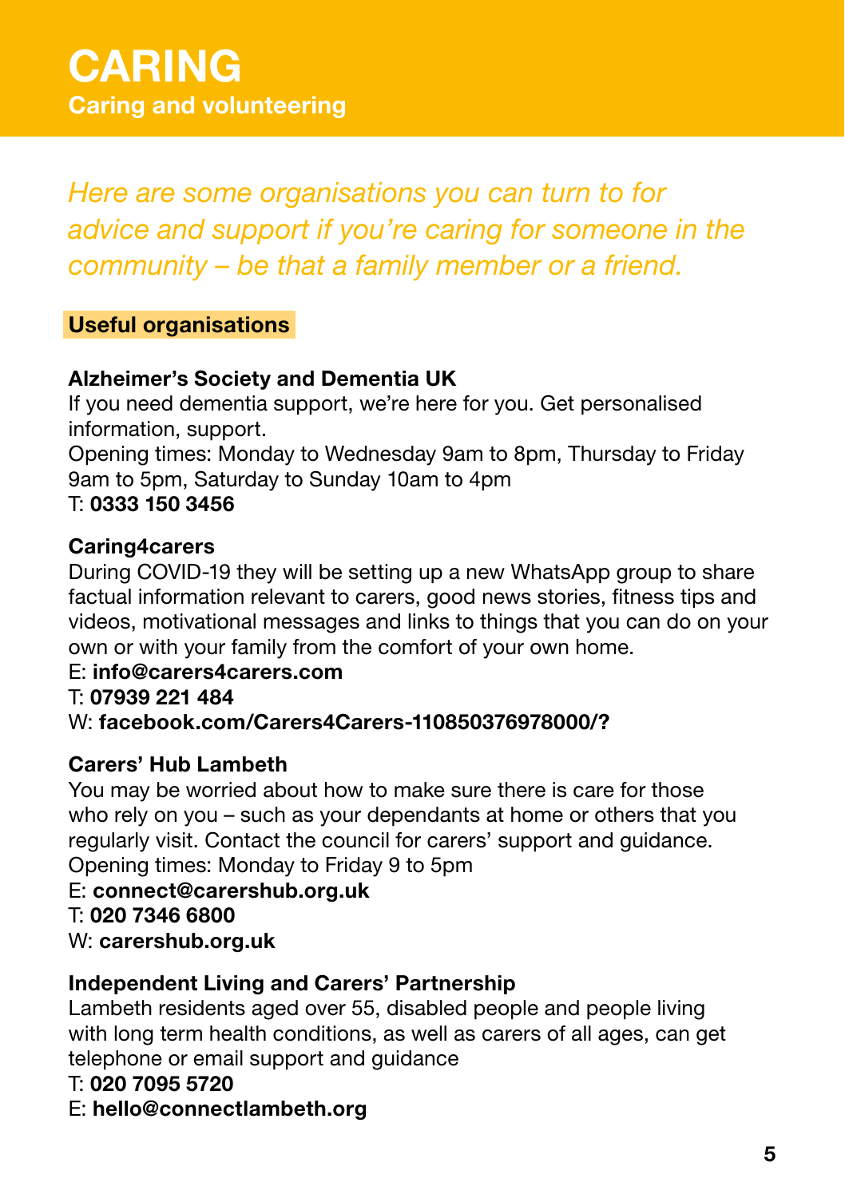# CARING

## Caring and volunteering

*Here are some organisations you can turn to for advice and support if you're caring for someone in the community – be that a family member or a friend.*

### Useful organisations

**Alzheimer's Society and Dementia UK**
If you need dementia support, we're here for you. Get personalised information, support.
Opening times: Monday to Wednesday 9am to 8pm, Thursday to Friday 9am to 5pm, Saturday to Sunday 10am to 4pm
T: **0333 150 3456**

**Caring4carers**
During COVID-19 they will be setting up a new WhatsApp group to share factual information relevant to carers, good news stories, fitness tips and videos, motivational messages and links to things that you can do on your own or with your family from the comfort of your own home.
E: **info@carers4carers.com**
T: **07939 221 484**
W: **facebook.com/Carers4Carers-110850376978000/?**

**Carers' Hub Lambeth**
You may be worried about how to make sure there is care for those who rely on you – such as your dependants at home or others that you regularly visit. Contact the council for carers' support and guidance.
Opening times: Monday to Friday 9 to 5pm
E: **connect@carershub.org.uk**
T: **020 7346 6800**
W: **carershub.org.uk**

**Independent Living and Carers' Partnership**
Lambeth residents aged over 55, disabled people and people living with long term health conditions, as well as carers of all ages, can get telephone or email support and guidance
T: **020 7095 5720**
E: **hello@connectlambeth.org**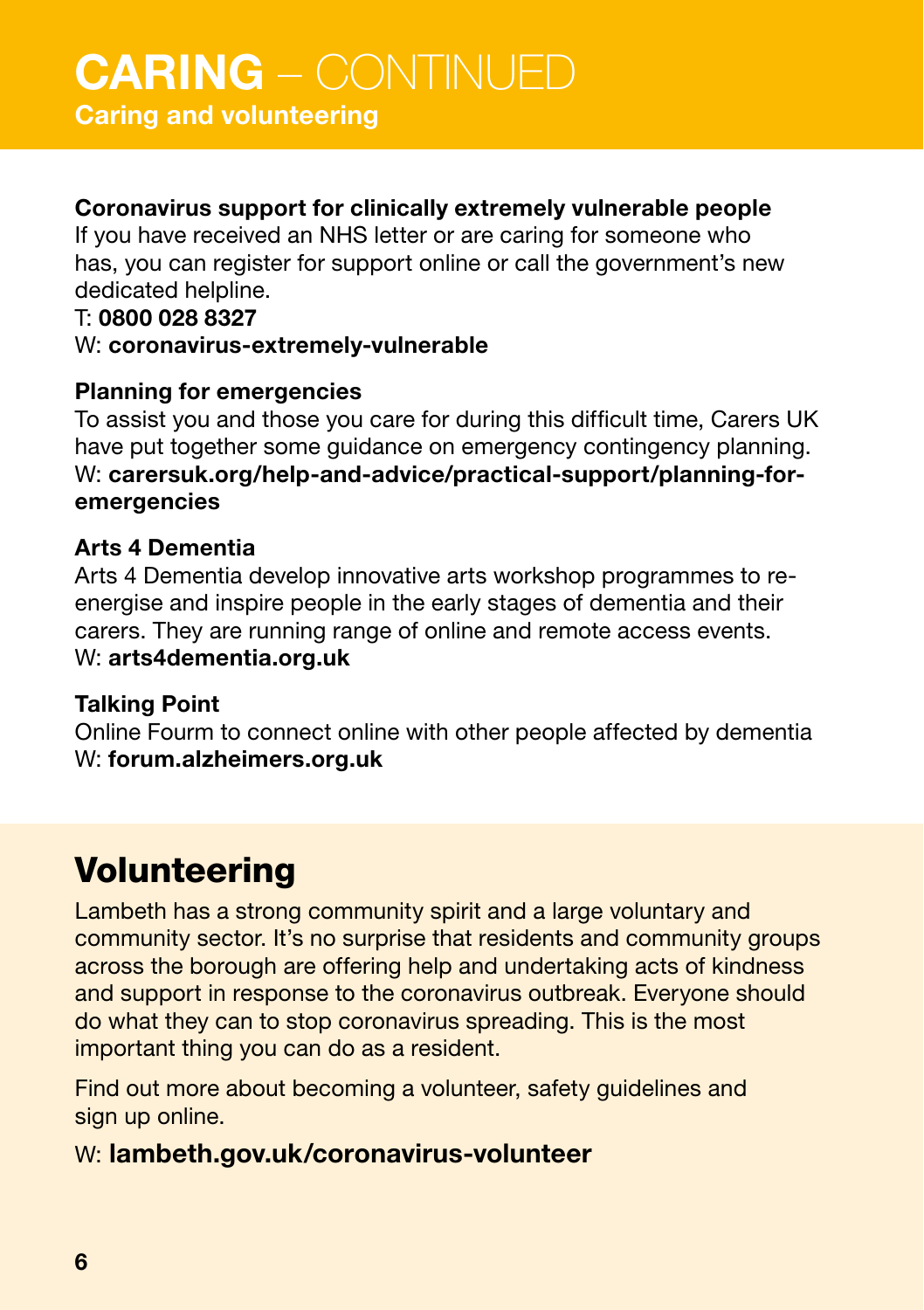# CARING – CONTINUED

## Caring and volunteering

**Coronavirus support for clinically extremely vulnerable people**

If you have received an NHS letter or are caring for someone who has, you can register for support online or call the government's new dedicated helpline.

T: **0800 028 8327**

W: **coronavirus-extremely-vulnerable**

**Planning for emergencies**

To assist you and those you care for during this difficult time, Carers UK have put together some guidance on emergency contingency planning.

W: **carersuk.org/help-and-advice/practical-support/planning-for-emergencies**

**Arts 4 Dementia**

Arts 4 Dementia develop innovative arts workshop programmes to re-energise and inspire people in the early stages of dementia and their carers. They are running range of online and remote access events.

W: **arts4dementia.org.uk**

**Talking Point**

Online Fourm to connect online with other people affected by dementia

W: **forum.alzheimers.org.uk**

## Volunteering

Lambeth has a strong community spirit and a large voluntary and community sector. It's no surprise that residents and community groups across the borough are offering help and undertaking acts of kindness and support in response to the coronavirus outbreak. Everyone should do what they can to stop coronavirus spreading. This is the most important thing you can do as a resident.

Find out more about becoming a volunteer, safety guidelines and sign up online.

W: **lambeth.gov.uk/coronavirus-volunteer**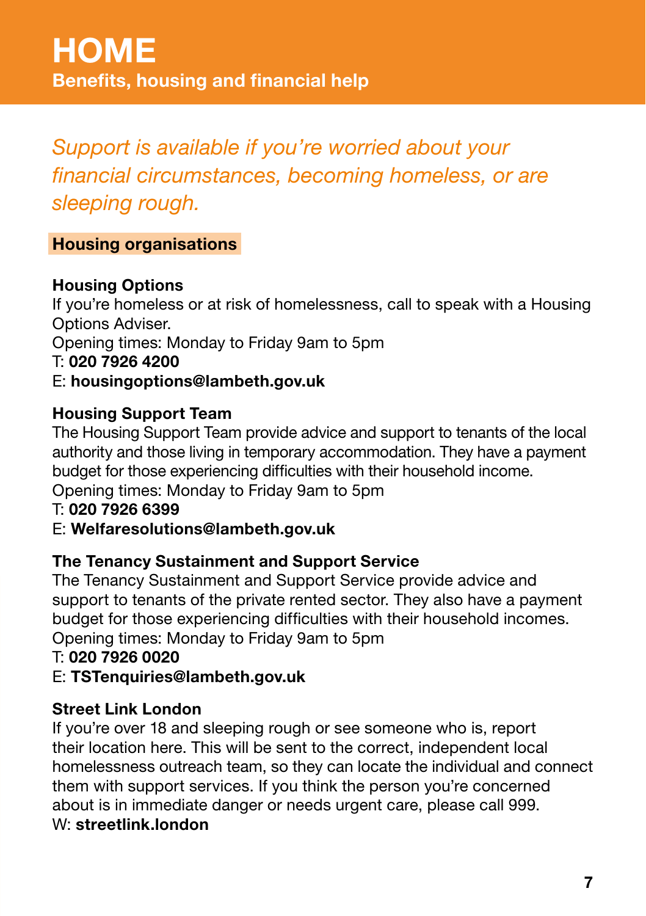# HOME

**Benefits, housing and financial help**

*Support is available if you're worried about your financial circumstances, becoming homeless, or are sleeping rough.*

## Housing organisations

### Housing Options

If you're homeless or at risk of homelessness, call to speak with a Housing Options Adviser.
Opening times: Monday to Friday 9am to 5pm
T: **020 7926 4200**
E: **housingoptions@lambeth.gov.uk**

### Housing Support Team

The Housing Support Team provide advice and support to tenants of the local authority and those living in temporary accommodation. They have a payment budget for those experiencing difficulties with their household income.
Opening times: Monday to Friday 9am to 5pm
T: **020 7926 6399**
E: **Welfaresolutions@lambeth.gov.uk**

### The Tenancy Sustainment and Support Service

The Tenancy Sustainment and Support Service provide advice and support to tenants of the private rented sector. They also have a payment budget for those experiencing difficulties with their household incomes.
Opening times: Monday to Friday 9am to 5pm
T: **020 7926 0020**
E: **TSTenquiries@lambeth.gov.uk**

### Street Link London

If you're over 18 and sleeping rough or see someone who is, report their location here. This will be sent to the correct, independent local homelessness outreach team, so they can locate the individual and connect them with support services. If you think the person you're concerned about is in immediate danger or needs urgent care, please call 999.
W: **streetlink.london**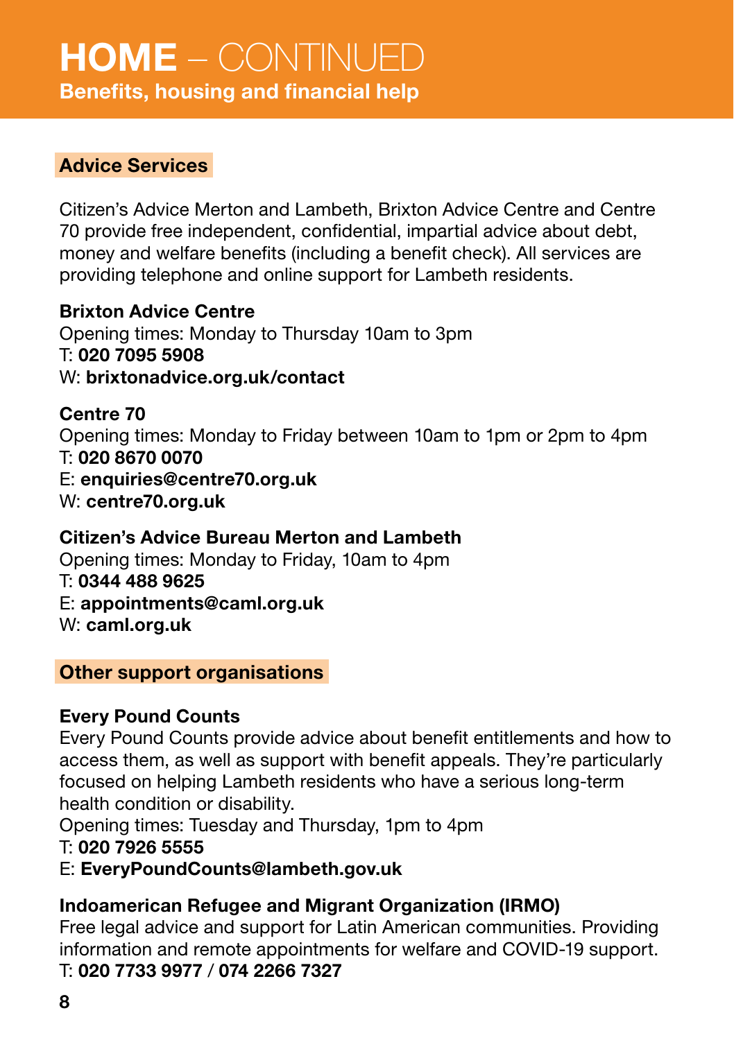# HOME – CONTINUED

## Benefits, housing and financial help

### Advice Services

Citizen's Advice Merton and Lambeth, Brixton Advice Centre and Centre 70 provide free independent, confidential, impartial advice about debt, money and welfare benefits (including a benefit check). All services are providing telephone and online support for Lambeth residents.

**Brixton Advice Centre**
Opening times: Monday to Thursday 10am to 3pm
T: **020 7095 5908**
W: **brixtonadvice.org.uk/contact**

**Centre 70**
Opening times: Monday to Friday between 10am to 1pm or 2pm to 4pm
T: **020 8670 0070**
E: **enquiries@centre70.org.uk**
W: **centre70.org.uk**

**Citizen's Advice Bureau Merton and Lambeth**
Opening times: Monday to Friday, 10am to 4pm
T: **0344 488 9625**
E: **appointments@caml.org.uk**
W: **caml.org.uk**

### Other support organisations

**Every Pound Counts**
Every Pound Counts provide advice about benefit entitlements and how to access them, as well as support with benefit appeals. They're particularly focused on helping Lambeth residents who have a serious long-term health condition or disability.
Opening times: Tuesday and Thursday, 1pm to 4pm
T: **020 7926 5555**
E: **EveryPoundCounts@lambeth.gov.uk**

**Indoamerican Refugee and Migrant Organization (IRMO)**
Free legal advice and support for Latin American communities. Providing information and remote appointments for welfare and COVID-19 support.
T: **020 7733 9977** / **074 2266 7327**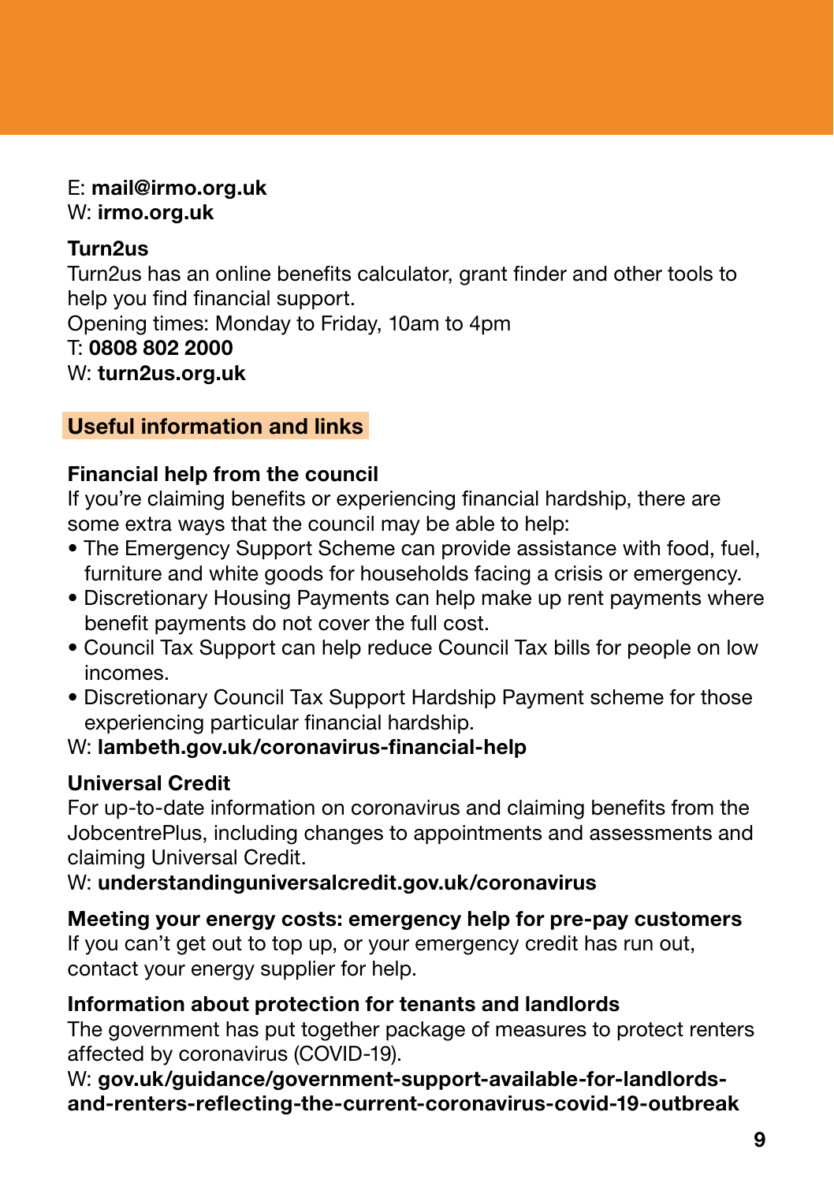E: **mail@irmo.org.uk**
W: **irmo.org.uk**

**Turn2us**
Turn2us has an online benefits calculator, grant finder and other tools to help you find financial support.
Opening times: Monday to Friday, 10am to 4pm
T: **0808 802 2000**
W: **turn2us.org.uk**

## Useful information and links

**Financial help from the council**
If you're claiming benefits or experiencing financial hardship, there are some extra ways that the council may be able to help:

- The Emergency Support Scheme can provide assistance with food, fuel, furniture and white goods for households facing a crisis or emergency.
- Discretionary Housing Payments can help make up rent payments where benefit payments do not cover the full cost.
- Council Tax Support can help reduce Council Tax bills for people on low incomes.
- Discretionary Council Tax Support Hardship Payment scheme for those experiencing particular financial hardship.

W: **lambeth.gov.uk/coronavirus-financial-help**

**Universal Credit**
For up-to-date information on coronavirus and claiming benefits from the JobcentrePlus, including changes to appointments and assessments and claiming Universal Credit.
W: **understandinguniversalcredit.gov.uk/coronavirus**

**Meeting your energy costs: emergency help for pre-pay customers**
If you can't get out to top up, or your emergency credit has run out, contact your energy supplier for help.

**Information about protection for tenants and landlords**
The government has put together package of measures to protect renters affected by coronavirus (COVID-19).
W: **gov.uk/guidance/government-support-available-for-landlords-and-renters-reflecting-the-current-coronavirus-covid-19-outbreak**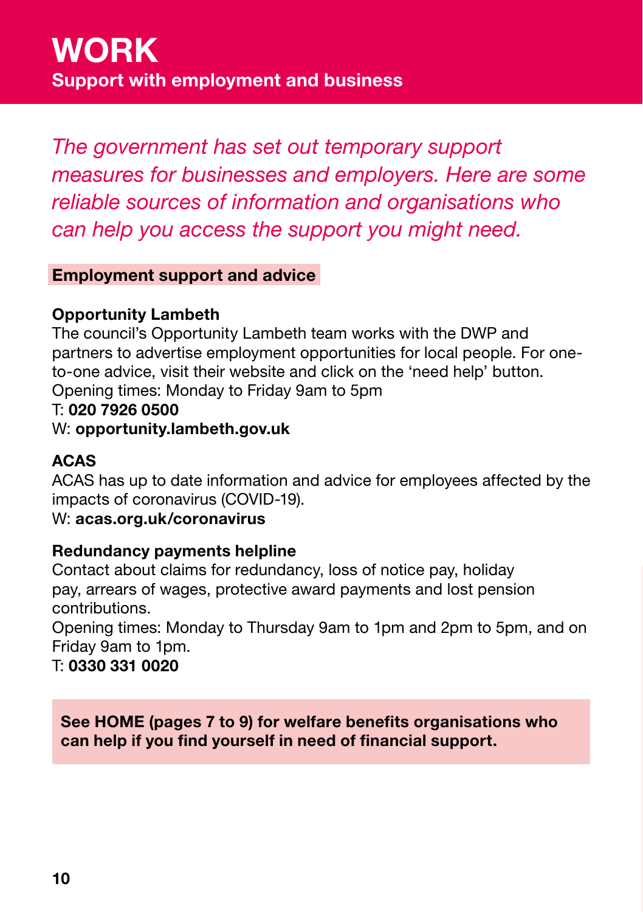# WORK

**Support with employment and business**

*The government has set out temporary support measures for businesses and employers. Here are some reliable sources of information and organisations who can help you access the support you might need.*

## Employment support and advice

**Opportunity Lambeth**

The council's Opportunity Lambeth team works with the DWP and partners to advertise employment opportunities for local people. For one-to-one advice, visit their website and click on the 'need help' button.

Opening times: Monday to Friday 9am to 5pm

T: **020 7926 0500**

W: **opportunity.lambeth.gov.uk**

**ACAS**

ACAS has up to date information and advice for employees affected by the impacts of coronavirus (COVID-19).

W: **acas.org.uk/coronavirus**

**Redundancy payments helpline**

Contact about claims for redundancy, loss of notice pay, holiday pay, arrears of wages, protective award payments and lost pension contributions.

Opening times: Monday to Thursday 9am to 1pm and 2pm to 5pm, and on Friday 9am to 1pm.

T: **0330 331 0020**

**See HOME (pages 7 to 9) for welfare benefits organisations who can help if you find yourself in need of financial support.**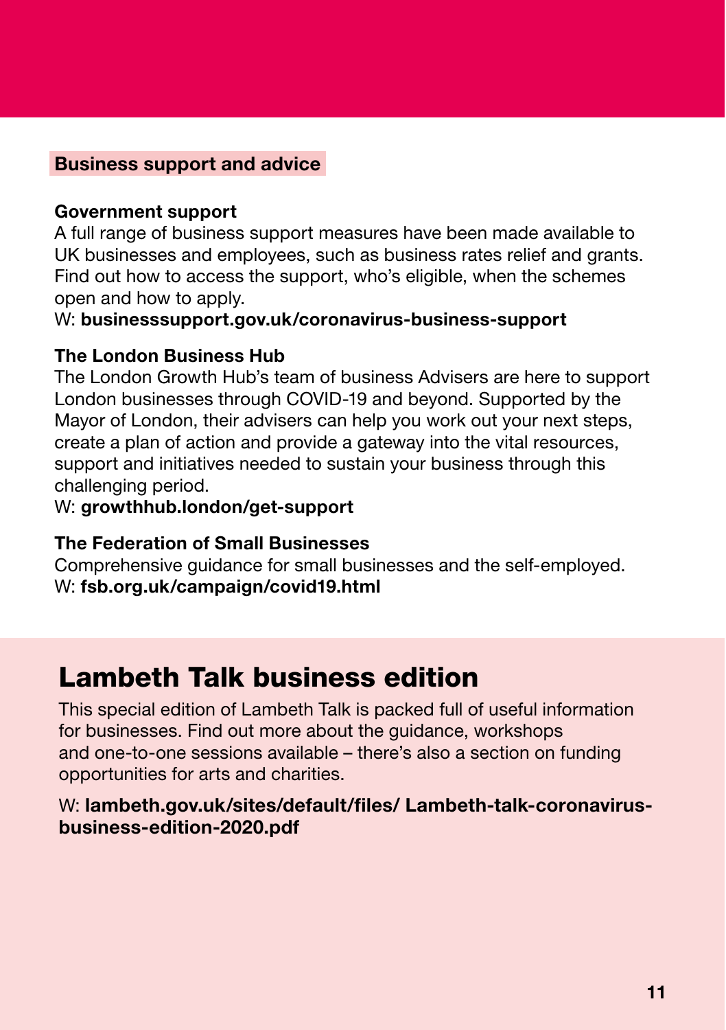## Business support and advice

**Government support**
A full range of business support measures have been made available to UK businesses and employees, such as business rates relief and grants. Find out how to access the support, who's eligible, when the schemes open and how to apply.
W: **businesssupport.gov.uk/coronavirus-business-support**

**The London Business Hub**
The London Growth Hub's team of business Advisers are here to support London businesses through COVID-19 and beyond. Supported by the Mayor of London, their advisers can help you work out your next steps, create a plan of action and provide a gateway into the vital resources, support and initiatives needed to sustain your business through this challenging period.
W: **growthhub.london/get-support**

**The Federation of Small Businesses**
Comprehensive guidance for small businesses and the self-employed.
W: **fsb.org.uk/campaign/covid19.html**

## Lambeth Talk business edition

This special edition of Lambeth Talk is packed full of useful information for businesses. Find out more about the guidance, workshops and one-to-one sessions available – there's also a section on funding opportunities for arts and charities.

W: **lambeth.gov.uk/sites/default/files/ Lambeth-talk-coronavirus-business-edition-2020.pdf**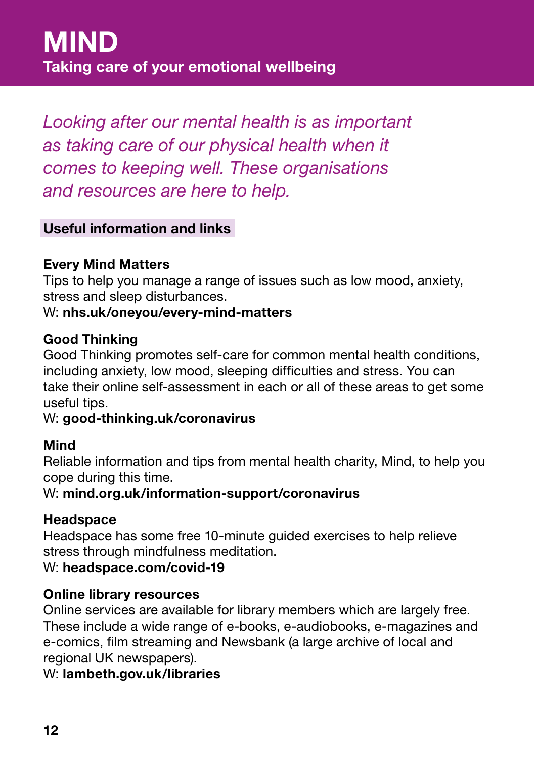# MIND

## Taking care of your emotional wellbeing

*Looking after our mental health is as important as taking care of our physical health when it comes to keeping well. These organisations and resources are here to help.*

### Useful information and links

**Every Mind Matters**
Tips to help you manage a range of issues such as low mood, anxiety, stress and sleep disturbances.
W: **nhs.uk/oneyou/every-mind-matters**

**Good Thinking**
Good Thinking promotes self-care for common mental health conditions, including anxiety, low mood, sleeping difficulties and stress. You can take their online self-assessment in each or all of these areas to get some useful tips.
W: **good-thinking.uk/coronavirus**

**Mind**
Reliable information and tips from mental health charity, Mind, to help you cope during this time.
W: **mind.org.uk/information-support/coronavirus**

**Headspace**
Headspace has some free 10-minute guided exercises to help relieve stress through mindfulness meditation.
W: **headspace.com/covid-19**

**Online library resources**
Online services are available for library members which are largely free. These include a wide range of e-books, e-audiobooks, e-magazines and e-comics, film streaming and Newsbank (a large archive of local and regional UK newspapers).
W: **lambeth.gov.uk/libraries**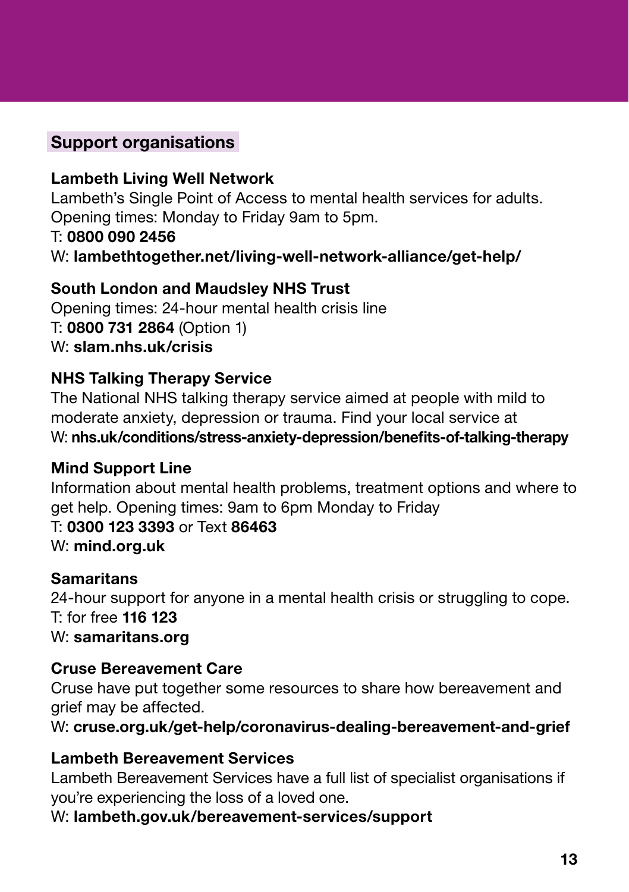## Support organisations

### Lambeth Living Well Network

Lambeth's Single Point of Access to mental health services for adults.
Opening times: Monday to Friday 9am to 5pm.
T: **0800 090 2456**
W: **lambethtogether.net/living-well-network-alliance/get-help/**

### South London and Maudsley NHS Trust

Opening times: 24-hour mental health crisis line
T: **0800 731 2864** (Option 1)
W: **slam.nhs.uk/crisis**

### NHS Talking Therapy Service

The National NHS talking therapy service aimed at people with mild to moderate anxiety, depression or trauma. Find your local service at
W: **nhs.uk/conditions/stress-anxiety-depression/benefits-of-talking-therapy**

### Mind Support Line

Information about mental health problems, treatment options and where to get help. Opening times: 9am to 6pm Monday to Friday
T: **0300 123 3393** or Text **86463**
W: **mind.org.uk**

### Samaritans

24-hour support for anyone in a mental health crisis or struggling to cope.
T: for free **116 123**
W: **samaritans.org**

### Cruse Bereavement Care

Cruse have put together some resources to share how bereavement and grief may be affected.
W: **cruse.org.uk/get-help/coronavirus-dealing-bereavement-and-grief**

### Lambeth Bereavement Services

Lambeth Bereavement Services have a full list of specialist organisations if you're experiencing the loss of a loved one.
W: **lambeth.gov.uk/bereavement-services/support**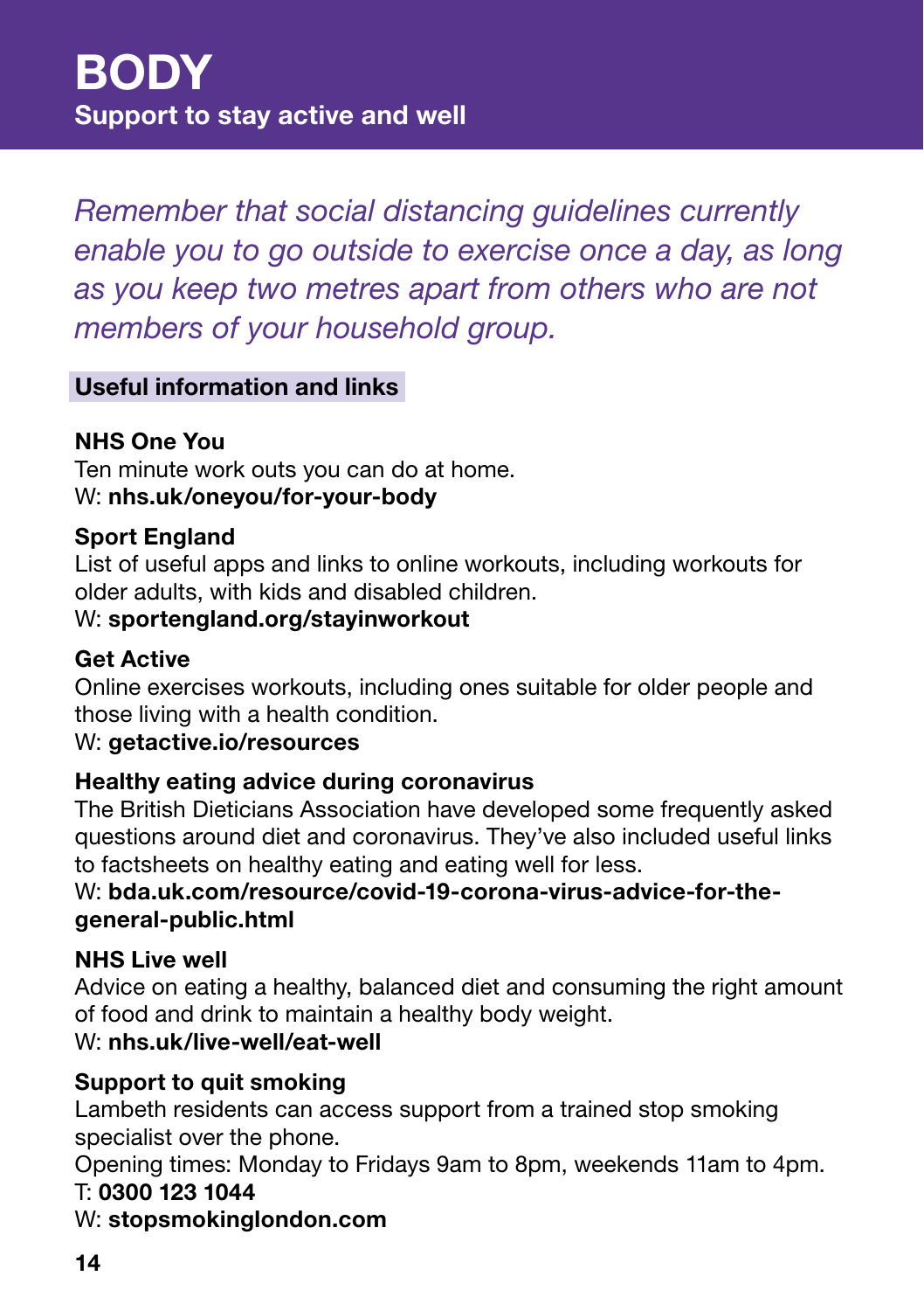# BODY

## Support to stay active and well

*Remember that social distancing guidelines currently enable you to go outside to exercise once a day, as long as you keep two metres apart from others who are not members of your household group.*

### Useful information and links

**NHS One You**
Ten minute work outs you can do at home.
W: **nhs.uk/oneyou/for-your-body**

**Sport England**
List of useful apps and links to online workouts, including workouts for older adults, with kids and disabled children.
W: **sportengland.org/stayinworkout**

**Get Active**
Online exercises workouts, including ones suitable for older people and those living with a health condition.
W: **getactive.io/resources**

**Healthy eating advice during coronavirus**
The British Dieticians Association have developed some frequently asked questions around diet and coronavirus. They've also included useful links to factsheets on healthy eating and eating well for less.
W: **bda.uk.com/resource/covid-19-corona-virus-advice-for-the-general-public.html**

**NHS Live well**
Advice on eating a healthy, balanced diet and consuming the right amount of food and drink to maintain a healthy body weight.
W: **nhs.uk/live-well/eat-well**

**Support to quit smoking**
Lambeth residents can access support from a trained stop smoking specialist over the phone.
Opening times: Monday to Fridays 9am to 8pm, weekends 11am to 4pm.
T: **0300 123 1044**
W: **stopsmokinglondon.com**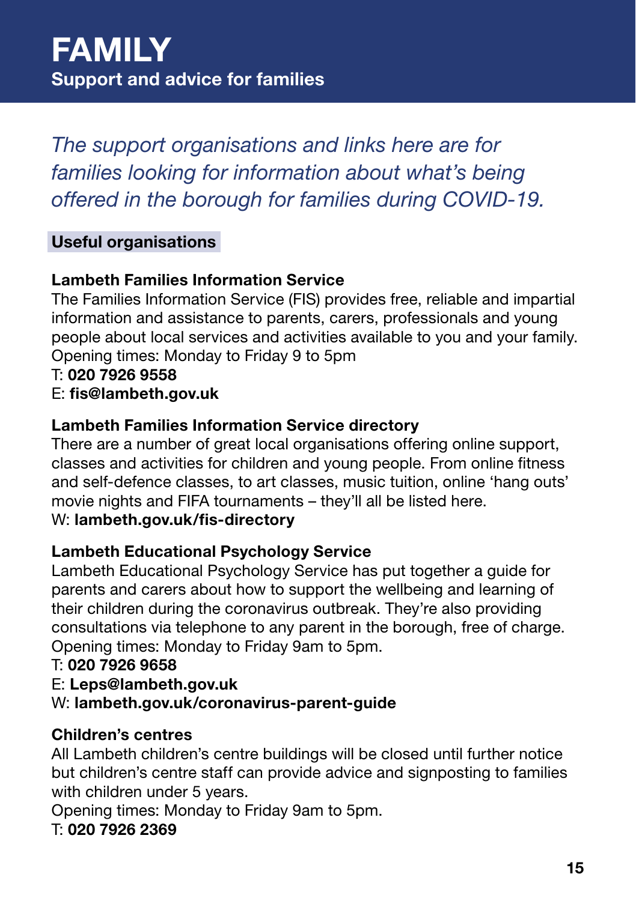# FAMILY

## Support and advice for families

*The support organisations and links here are for families looking for information about what's being offered in the borough for families during COVID-19.*

### Useful organisations

**Lambeth Families Information Service**
The Families Information Service (FIS) provides free, reliable and impartial information and assistance to parents, carers, professionals and young people about local services and activities available to you and your family.
Opening times: Monday to Friday 9 to 5pm
T: **020 7926 9558**
E: **fis@lambeth.gov.uk**

**Lambeth Families Information Service directory**
There are a number of great local organisations offering online support, classes and activities for children and young people. From online fitness and self-defence classes, to art classes, music tuition, online 'hang outs' movie nights and FIFA tournaments – they'll all be listed here.
W: **lambeth.gov.uk/fis-directory**

**Lambeth Educational Psychology Service**
Lambeth Educational Psychology Service has put together a guide for parents and carers about how to support the wellbeing and learning of their children during the coronavirus outbreak. They're also providing consultations via telephone to any parent in the borough, free of charge.
Opening times: Monday to Friday 9am to 5pm.
T: **020 7926 9658**
E: **Leps@lambeth.gov.uk**
W: **lambeth.gov.uk/coronavirus-parent-guide**

**Children's centres**
All Lambeth children's centre buildings will be closed until further notice but children's centre staff can provide advice and signposting to families with children under 5 years.
Opening times: Monday to Friday 9am to 5pm.
T: **020 7926 2369**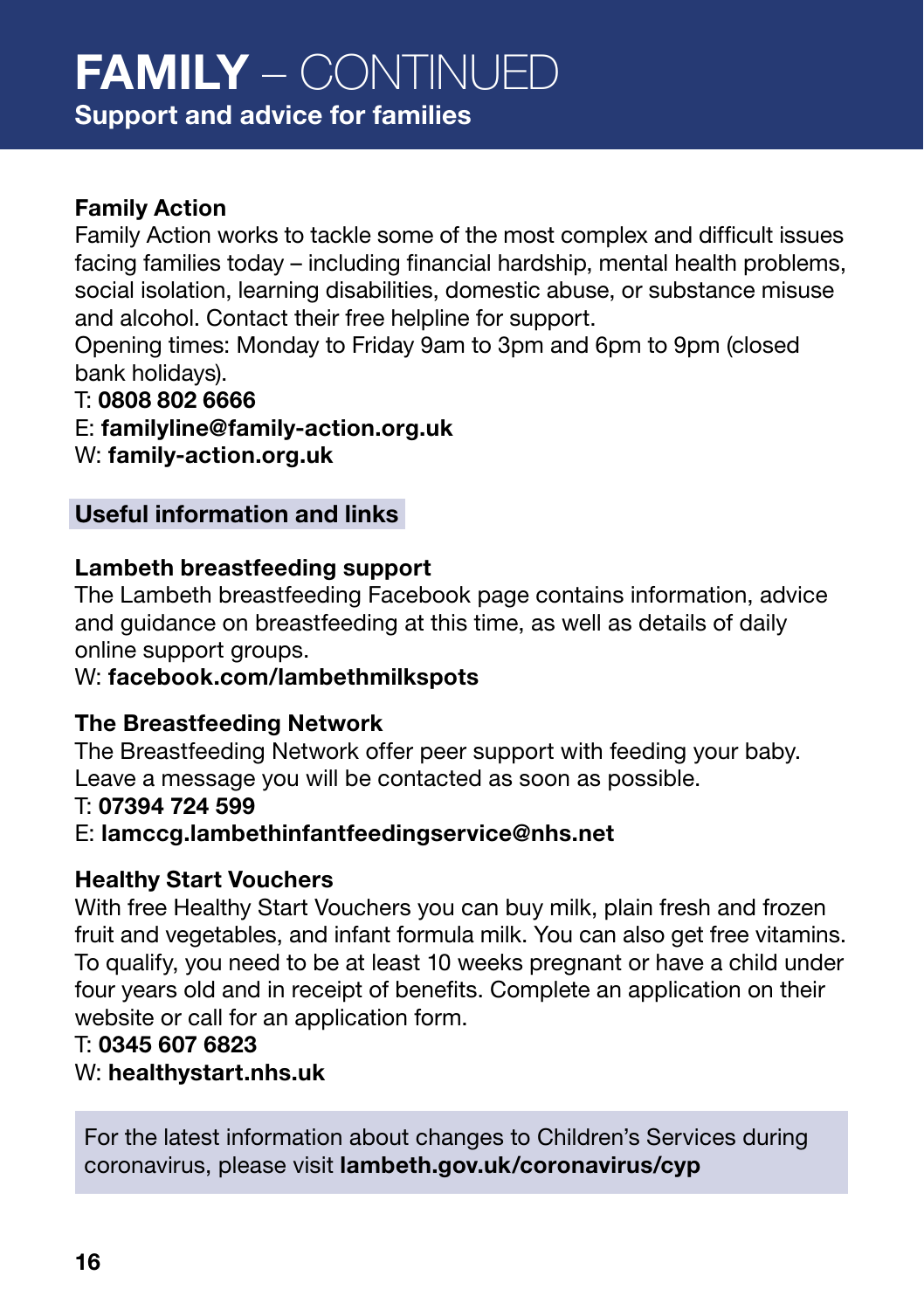# FAMILY – CONTINUED

## Support and advice for families

### Family Action

Family Action works to tackle some of the most complex and difficult issues facing families today – including financial hardship, mental health problems, social isolation, learning disabilities, domestic abuse, or substance misuse and alcohol. Contact their free helpline for support.

Opening times: Monday to Friday 9am to 3pm and 6pm to 9pm (closed bank holidays).

T: **0808 802 6666**
E: **familyline@family-action.org.uk**
W: **family-action.org.uk**

## Useful information and links

### Lambeth breastfeeding support

The Lambeth breastfeeding Facebook page contains information, advice and guidance on breastfeeding at this time, as well as details of daily online support groups.

W: **facebook.com/lambethmilkspots**

### The Breastfeeding Network

The Breastfeeding Network offer peer support with feeding your baby. Leave a message you will be contacted as soon as possible.

T: **07394 724 599**
E: **lamccg.lambethinfantfeedingservice@nhs.net**

### Healthy Start Vouchers

With free Healthy Start Vouchers you can buy milk, plain fresh and frozen fruit and vegetables, and infant formula milk. You can also get free vitamins. To qualify, you need to be at least 10 weeks pregnant or have a child under four years old and in receipt of benefits. Complete an application on their website or call for an application form.

T: **0345 607 6823**
W: **healthystart.nhs.uk**

For the latest information about changes to Children's Services during coronavirus, please visit **lambeth.gov.uk/coronavirus/cyp**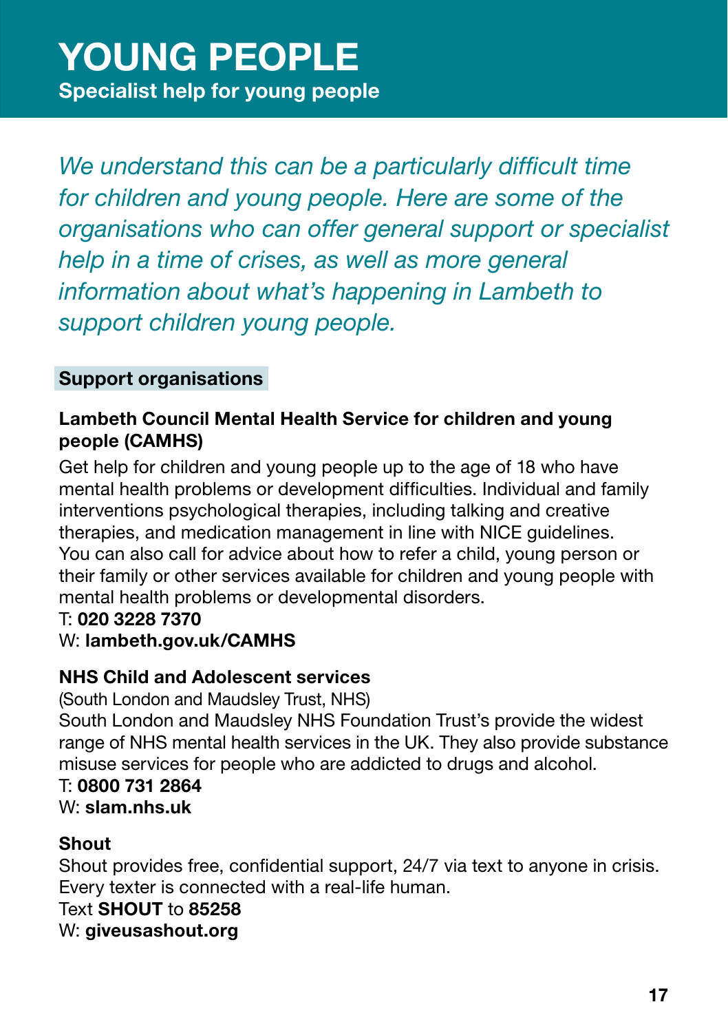# YOUNG PEOPLE

**Specialist help for young people**

*We understand this can be a particularly difficult time for children and young people. Here are some of the organisations who can offer general support or specialist help in a time of crises, as well as more general information about what's happening in Lambeth to support children young people.*

## Support organisations

### Lambeth Council Mental Health Service for children and young people (CAMHS)

Get help for children and young people up to the age of 18 who have mental health problems or development difficulties. Individual and family interventions psychological therapies, including talking and creative therapies, and medication management in line with NICE guidelines. You can also call for advice about how to refer a child, young person or their family or other services available for children and young people with mental health problems or developmental disorders.

T: **020 3228 7370**
W: **lambeth.gov.uk/CAMHS**

### NHS Child and Adolescent services

(South London and Maudsley Trust, NHS)
South London and Maudsley NHS Foundation Trust's provide the widest range of NHS mental health services in the UK. They also provide substance misuse services for people who are addicted to drugs and alcohol.

T: **0800 731 2864**
W: **slam.nhs.uk**

### Shout

Shout provides free, confidential support, 24/7 via text to anyone in crisis. Every texter is connected with a real-life human.

Text **SHOUT** to **85258**
W: **giveusashout.org**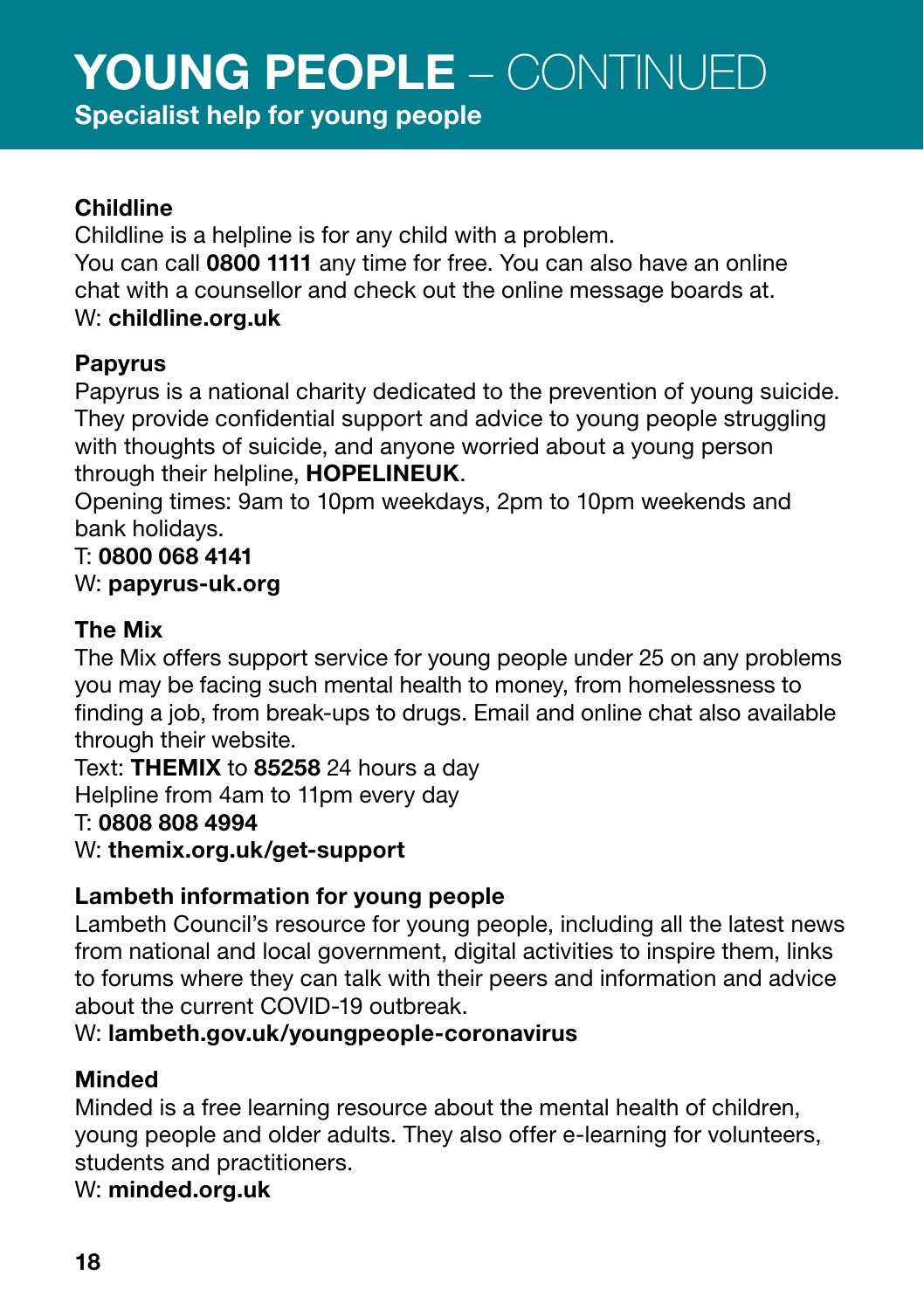# YOUNG PEOPLE – CONTINUED

## Specialist help for young people

### Childline

Childline is a helpline is for any child with a problem.
You can call **0800 1111** any time for free. You can also have an online chat with a counsellor and check out the online message boards at.
W: **childline.org.uk**

### Papyrus

Papyrus is a national charity dedicated to the prevention of young suicide. They provide confidential support and advice to young people struggling with thoughts of suicide, and anyone worried about a young person through their helpline, **HOPELINEUK**.
Opening times: 9am to 10pm weekdays, 2pm to 10pm weekends and bank holidays.
T: **0800 068 4141**
W: **papyrus-uk.org**

### The Mix

The Mix offers support service for young people under 25 on any problems you may be facing such mental health to money, from homelessness to finding a job, from break-ups to drugs. Email and online chat also available through their website.
Text: **THEMIX** to **85258** 24 hours a day
Helpline from 4am to 11pm every day
T: **0808 808 4994**
W: **themix.org.uk/get-support**

### Lambeth information for young people

Lambeth Council's resource for young people, including all the latest news from national and local government, digital activities to inspire them, links to forums where they can talk with their peers and information and advice about the current COVID-19 outbreak.
W: **lambeth.gov.uk/youngpeople-coronavirus**

### Minded

Minded is a free learning resource about the mental health of children, young people and older adults. They also offer e-learning for volunteers, students and practitioners.
W: **minded.org.uk**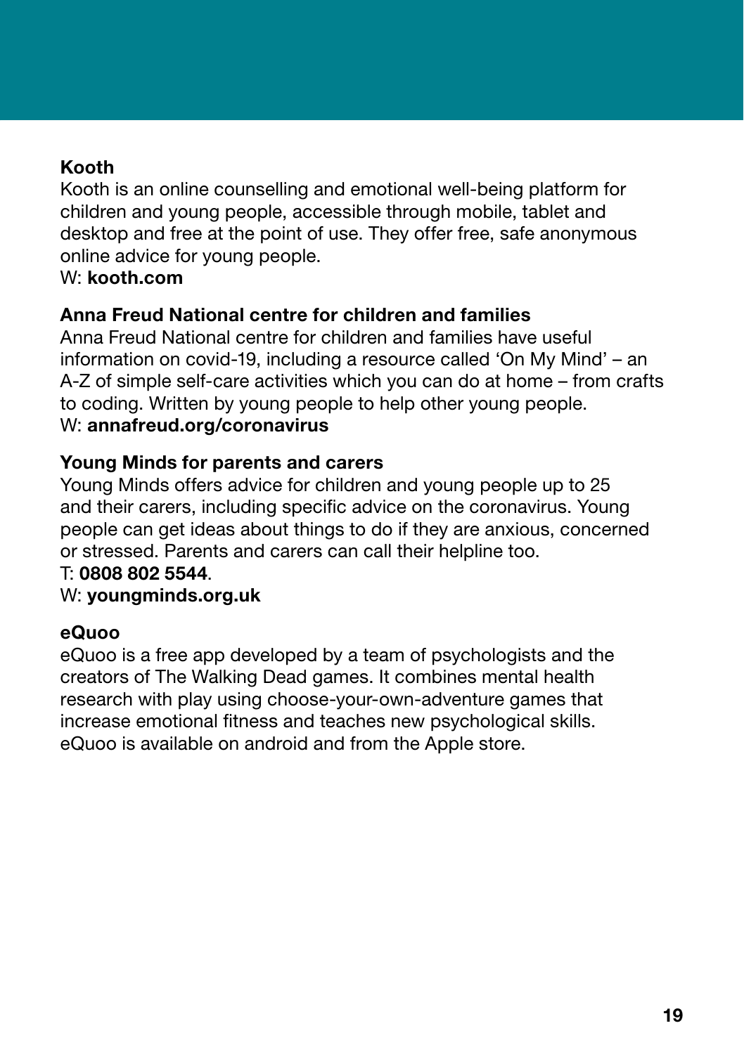**Kooth**
Kooth is an online counselling and emotional well-being platform for children and young people, accessible through mobile, tablet and desktop and free at the point of use. They offer free, safe anonymous online advice for young people.
W: **kooth.com**

**Anna Freud National centre for children and families**
Anna Freud National centre for children and families have useful information on covid-19, including a resource called 'On My Mind' – an A-Z of simple self-care activities which you can do at home – from crafts to coding. Written by young people to help other young people.
W: **annafreud.org/coronavirus**

**Young Minds for parents and carers**
Young Minds offers advice for children and young people up to 25 and their carers, including specific advice on the coronavirus. Young people can get ideas about things to do if they are anxious, concerned or stressed. Parents and carers can call their helpline too.
T: **0808 802 5544**.
W: **youngminds.org.uk**

**eQuoo**
eQuoo is a free app developed by a team of psychologists and the creators of The Walking Dead games. It combines mental health research with play using choose-your-own-adventure games that increase emotional fitness and teaches new psychological skills. eQuoo is available on android and from the Apple store.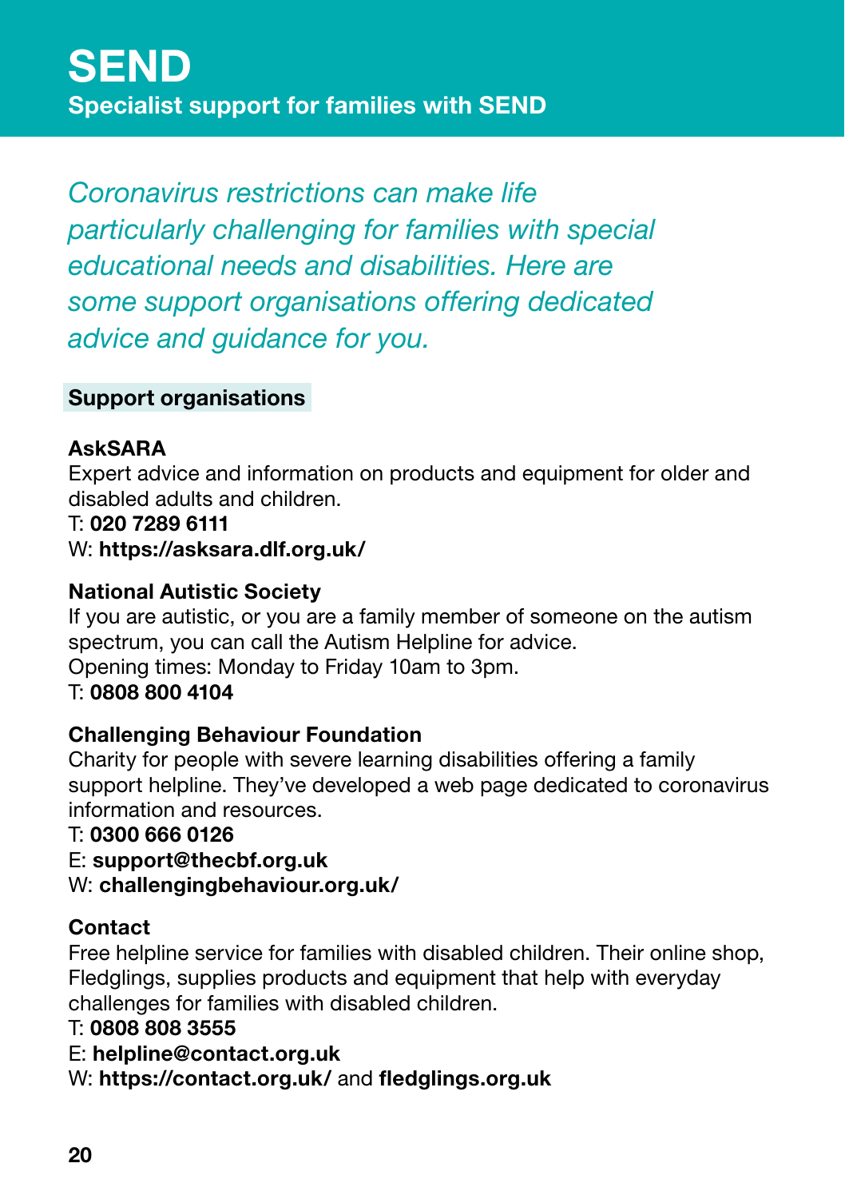# SEND

## Specialist support for families with SEND

*Coronavirus restrictions can make life particularly challenging for families with special educational needs and disabilities. Here are some support organisations offering dedicated advice and guidance for you.*

### Support organisations

**AskSARA**
Expert advice and information on products and equipment for older and disabled adults and children.
T: **020 7289 6111**
W: **https://asksara.dlf.org.uk/**

**National Autistic Society**
If you are autistic, or you are a family member of someone on the autism spectrum, you can call the Autism Helpline for advice.
Opening times: Monday to Friday 10am to 3pm.
T: **0808 800 4104**

**Challenging Behaviour Foundation**
Charity for people with severe learning disabilities offering a family support helpline. They've developed a web page dedicated to coronavirus information and resources.
T: **0300 666 0126**
E: **support@thecbf.org.uk**
W: **challengingbehaviour.org.uk/**

**Contact**
Free helpline service for families with disabled children. Their online shop, Fledglings, supplies products and equipment that help with everyday challenges for families with disabled children.
T: **0808 808 3555**
E: **helpline@contact.org.uk**
W: **https://contact.org.uk/** and **fledglings.org.uk**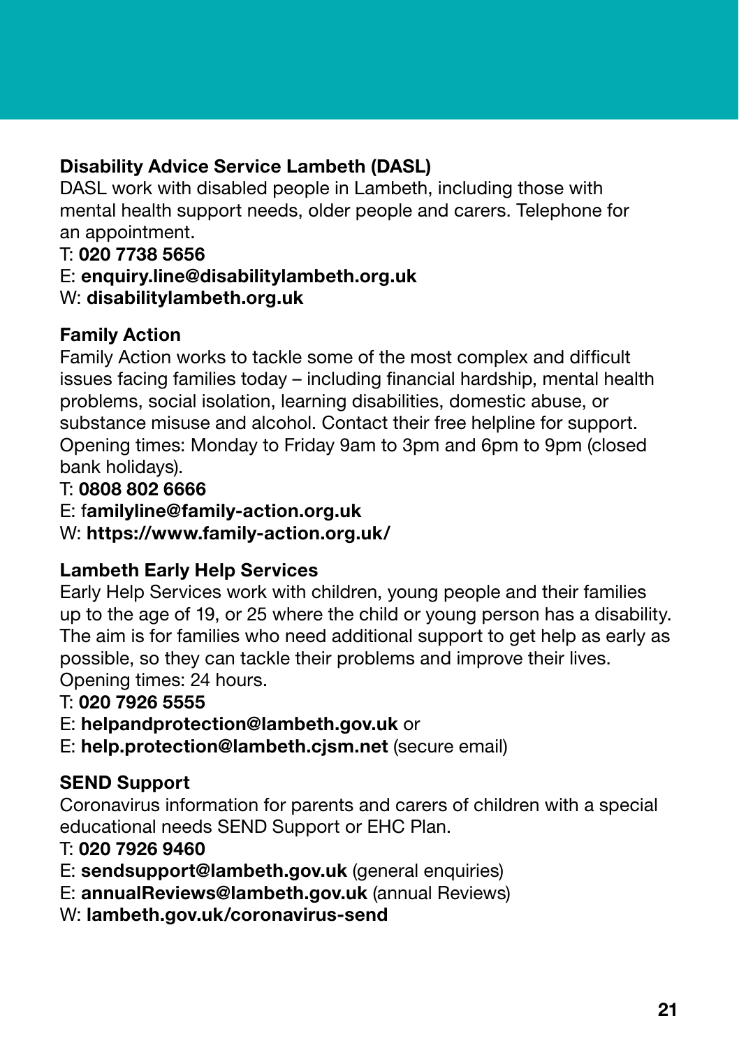**Disability Advice Service Lambeth (DASL)**
DASL work with disabled people in Lambeth, including those with mental health support needs, older people and carers. Telephone for an appointment.
T: **020 7738 5656**
E: **enquiry.line@disabilitylambeth.org.uk**
W: **disabilitylambeth.org.uk**

**Family Action**
Family Action works to tackle some of the most complex and difficult issues facing families today – including financial hardship, mental health problems, social isolation, learning disabilities, domestic abuse, or substance misuse and alcohol. Contact their free helpline for support.
Opening times: Monday to Friday 9am to 3pm and 6pm to 9pm (closed bank holidays).
T: **0808 802 6666**
E: f**amilyline@family-action.org.uk**
W: **https://www.family-action.org.uk/**

**Lambeth Early Help Services**
Early Help Services work with children, young people and their families up to the age of 19, or 25 where the child or young person has a disability. The aim is for families who need additional support to get help as early as possible, so they can tackle their problems and improve their lives.
Opening times: 24 hours.
T: **020 7926 5555**
E: **helpandprotection@lambeth.gov.uk** or
E: **help.protection@lambeth.cjsm.net** (secure email)

**SEND Support**
Coronavirus information for parents and carers of children with a special educational needs SEND Support or EHC Plan.
T: **020 7926 9460**
E: **sendsupport@lambeth.gov.uk** (general enquiries)
E: **annualReviews@lambeth.gov.uk** (annual Reviews)
W: **lambeth.gov.uk/coronavirus-send**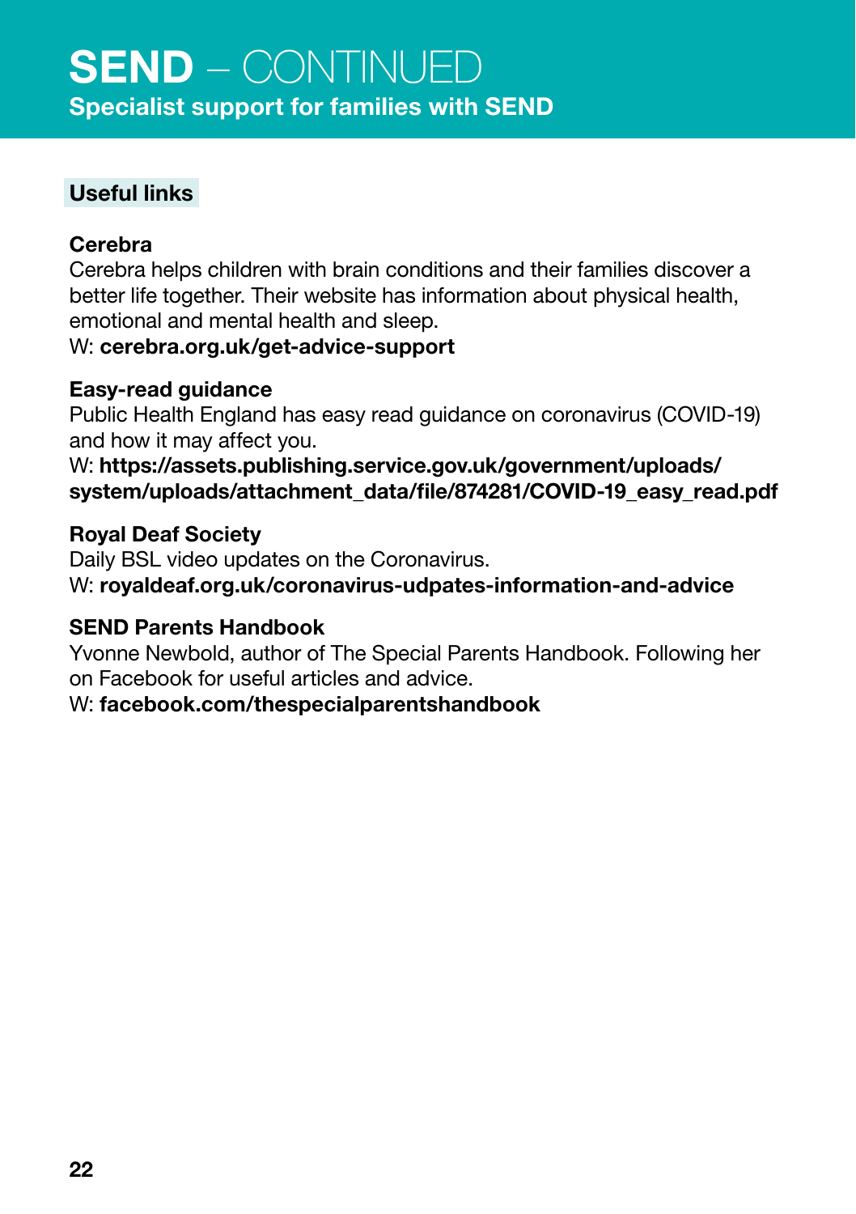# SEND – CONTINUED

## Specialist support for families with SEND

### Useful links

**Cerebra**
Cerebra helps children with brain conditions and their families discover a better life together. Their website has information about physical health, emotional and mental health and sleep.
W: **cerebra.org.uk/get-advice-support**

**Easy-read guidance**
Public Health England has easy read guidance on coronavirus (COVID-19) and how it may affect you.
W: **https://assets.publishing.service.gov.uk/government/uploads/system/uploads/attachment_data/file/874281/COVID-19_easy_read.pdf**

**Royal Deaf Society**
Daily BSL video updates on the Coronavirus.
W: **royaldeaf.org.uk/coronavirus-udpates-information-and-advice**

**SEND Parents Handbook**
Yvonne Newbold, author of The Special Parents Handbook. Following her on Facebook for useful articles and advice.
W: **facebook.com/thespecialparentshandbook**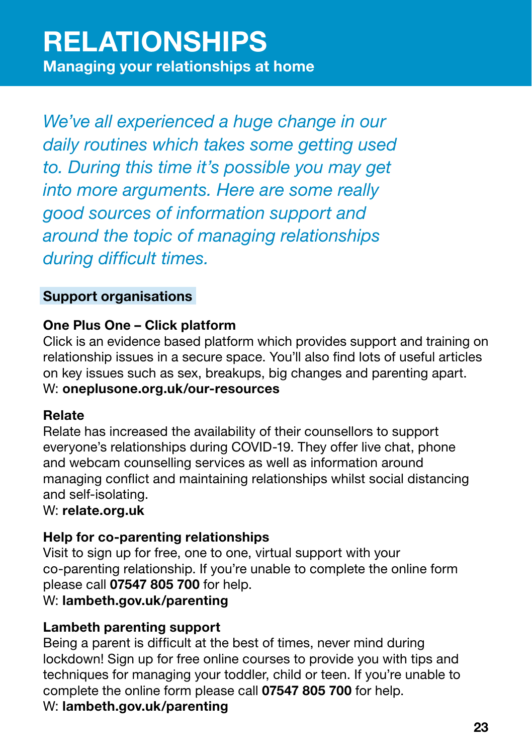# RELATIONSHIPS

**Managing your relationships at home**

*We've all experienced a huge change in our daily routines which takes some getting used to. During this time it's possible you may get into more arguments. Here are some really good sources of information support and around the topic of managing relationships during difficult times.*

## Support organisations

### One Plus One – Click platform

Click is an evidence based platform which provides support and training on relationship issues in a secure space. You'll also find lots of useful articles on key issues such as sex, breakups, big changes and parenting apart.
W: **oneplusone.org.uk/our-resources**

### Relate

Relate has increased the availability of their counsellors to support everyone's relationships during COVID-19. They offer live chat, phone and webcam counselling services as well as information around managing conflict and maintaining relationships whilst social distancing and self-isolating.
W: **relate.org.uk**

### Help for co-parenting relationships

Visit to sign up for free, one to one, virtual support with your co-parenting relationship. If you're unable to complete the online form please call **07547 805 700** for help.
W: **lambeth.gov.uk/parenting**

### Lambeth parenting support

Being a parent is difficult at the best of times, never mind during lockdown! Sign up for free online courses to provide you with tips and techniques for managing your toddler, child or teen. If you're unable to complete the online form please call **07547 805 700** for help.
W: **lambeth.gov.uk/parenting**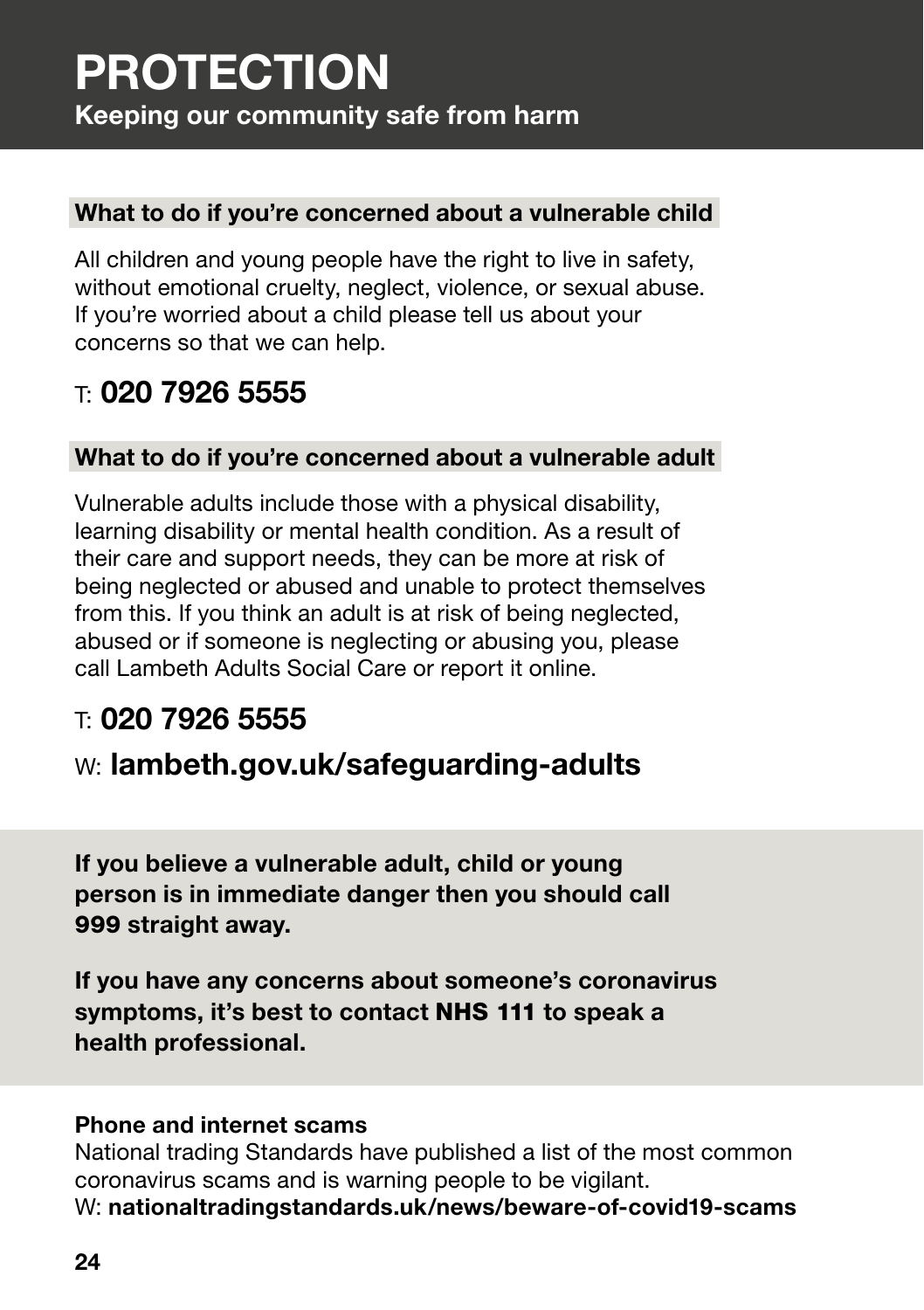# PROTECTION

**Keeping our community safe from harm**

## What to do if you're concerned about a vulnerable child

All children and young people have the right to live in safety, without emotional cruelty, neglect, violence, or sexual abuse. If you're worried about a child please tell us about your concerns so that we can help.

T: **020 7926 5555**

## What to do if you're concerned about a vulnerable adult

Vulnerable adults include those with a physical disability, learning disability or mental health condition. As a result of their care and support needs, they can be more at risk of being neglected or abused and unable to protect themselves from this. If you think an adult is at risk of being neglected, abused or if someone is neglecting or abusing you, please call Lambeth Adults Social Care or report it online.

T: **020 7926 5555**

W: **lambeth.gov.uk/safeguarding-adults**

**If you believe a vulnerable adult, child or young person is in immediate danger then you should call 999 straight away.**

**If you have any concerns about someone's coronavirus symptoms, it's best to contact NHS 111 to speak a health professional.**

**Phone and internet scams**

National trading Standards have published a list of the most common coronavirus scams and is warning people to be vigilant.

W: **nationaltradingstandards.uk/news/beware-of-covid19-scams**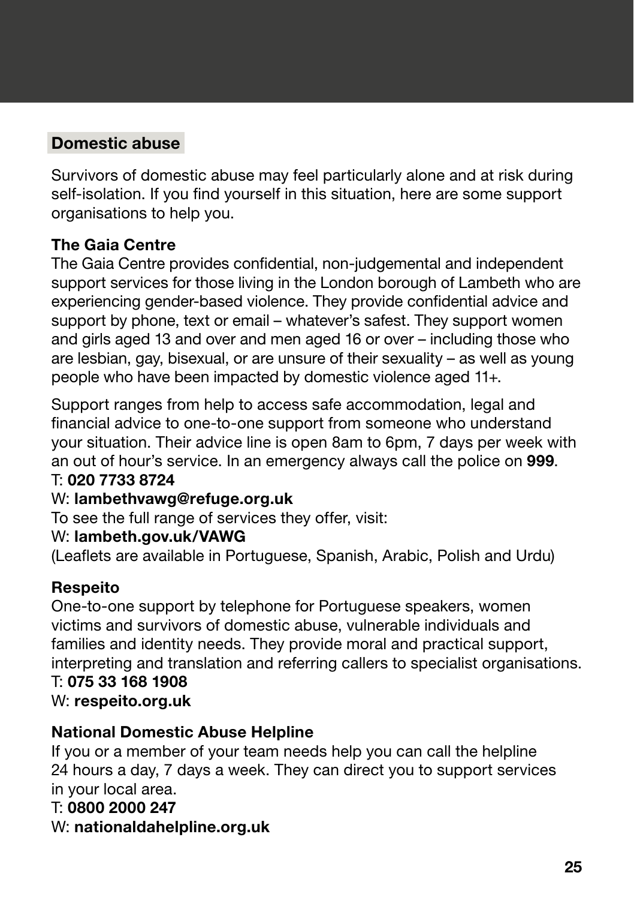## Domestic abuse

Survivors of domestic abuse may feel particularly alone and at risk during self-isolation. If you find yourself in this situation, here are some support organisations to help you.

**The Gaia Centre**
The Gaia Centre provides confidential, non-judgemental and independent support services for those living in the London borough of Lambeth who are experiencing gender-based violence. They provide confidential advice and support by phone, text or email – whatever's safest. They support women and girls aged 13 and over and men aged 16 or over – including those who are lesbian, gay, bisexual, or are unsure of their sexuality – as well as young people who have been impacted by domestic violence aged 11+.

Support ranges from help to access safe accommodation, legal and financial advice to one-to-one support from someone who understand your situation. Their advice line is open 8am to 6pm, 7 days per week with an out of hour's service. In an emergency always call the police on **999**.
T: **020 7733 8724**
W: **lambethvawg@refuge.org.uk**
To see the full range of services they offer, visit:
W: **lambeth.gov.uk/VAWG**
(Leaflets are available in Portuguese, Spanish, Arabic, Polish and Urdu)

**Respeito**
One-to-one support by telephone for Portuguese speakers, women victims and survivors of domestic abuse, vulnerable individuals and families and identity needs. They provide moral and practical support, interpreting and translation and referring callers to specialist organisations.
T: **075 33 168 1908**
W: **respeito.org.uk**

**National Domestic Abuse Helpline**
If you or a member of your team needs help you can call the helpline 24 hours a day, 7 days a week. They can direct you to support services in your local area.
T: **0800 2000 247**
W: **nationaldahelpline.org.uk**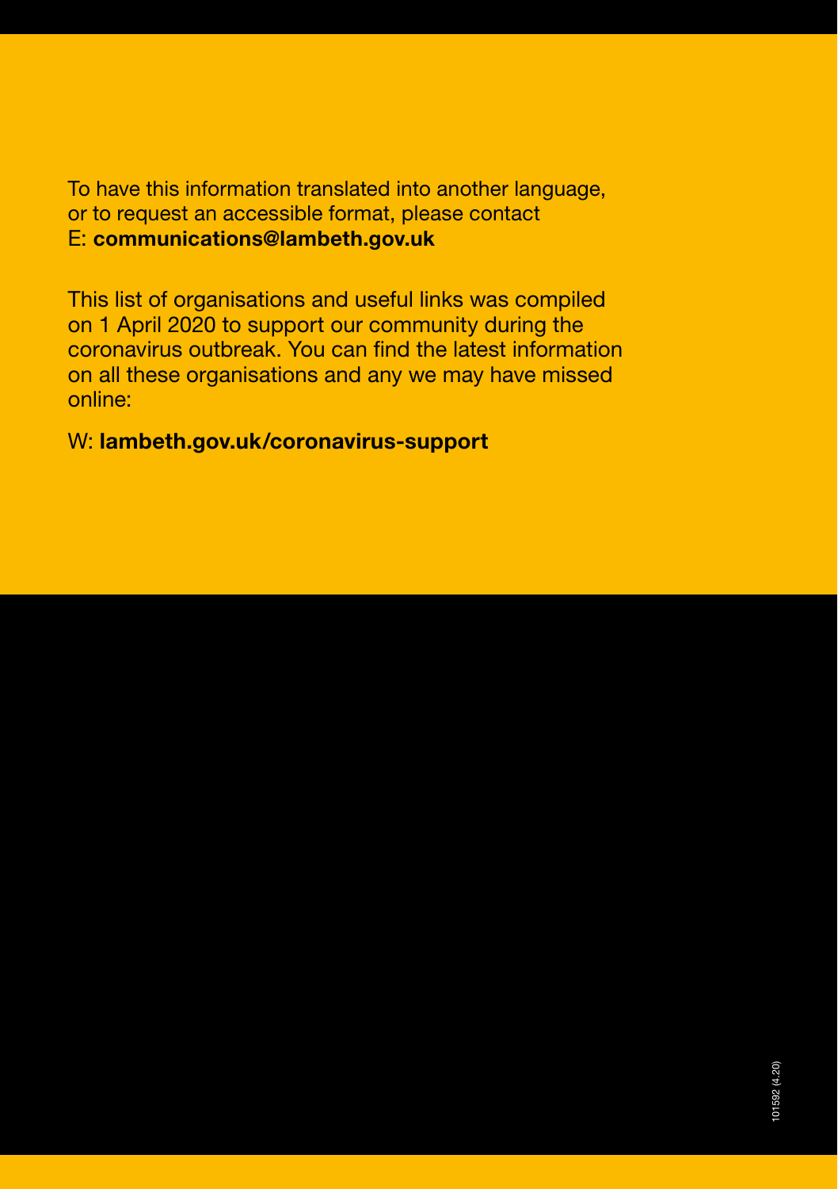To have this information translated into another language, or to request an accessible format, please contact
E: **communications@lambeth.gov.uk**

This list of organisations and useful links was compiled on 1 April 2020 to support our community during the coronavirus outbreak. You can find the latest information on all these organisations and any we may have missed online:

W: **lambeth.gov.uk/coronavirus-support**

101592 (4.20)